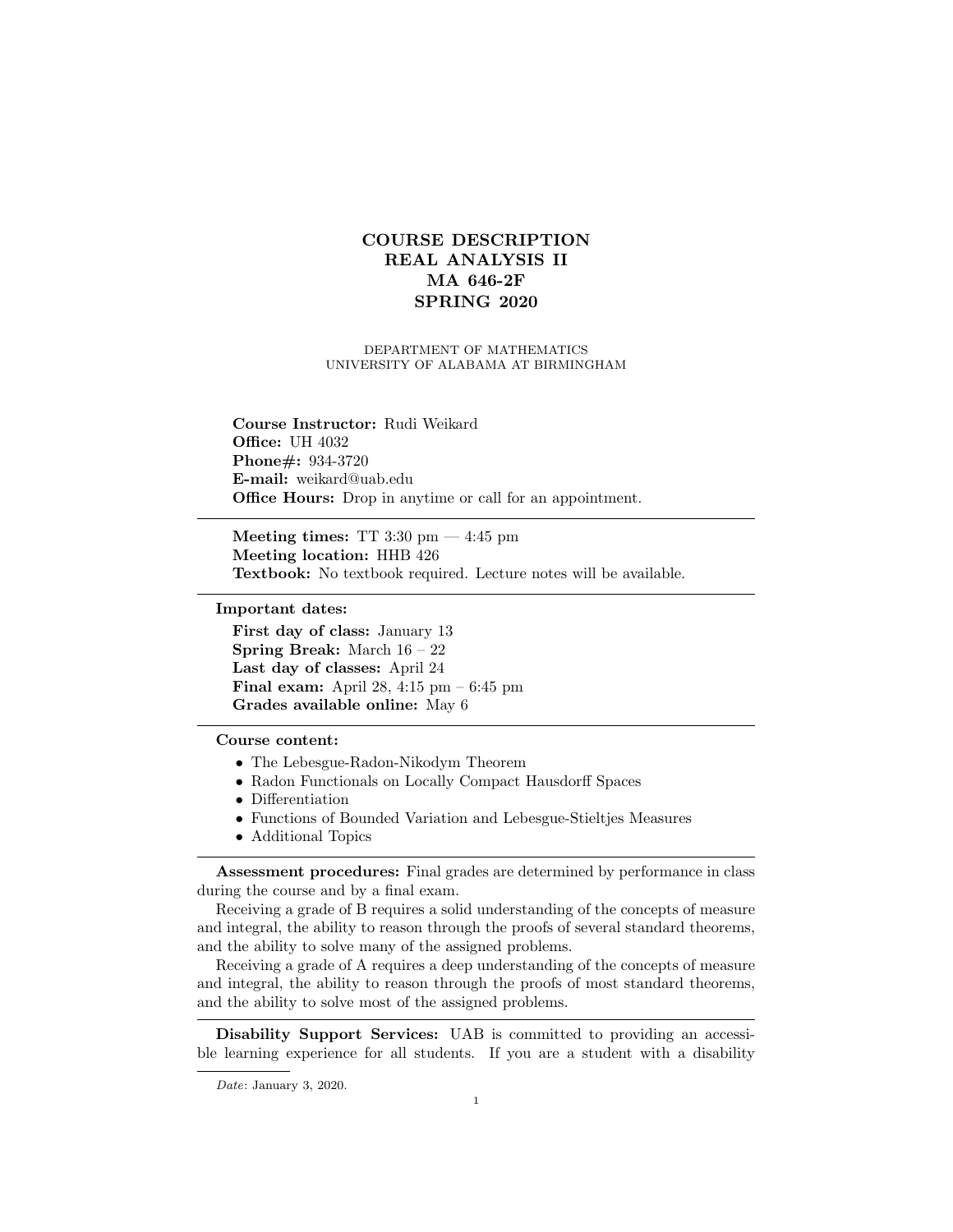# COURSE DESCRIPTION
# REAL ANALYSIS II
# MA 646-2F
# SPRING 2020

DEPARTMENT OF MATHEMATICS
UNIVERSITY OF ALABAMA AT BIRMINGHAM

**Course Instructor:** Rudi Weikard
**Office:** UH 4032
**Phone#:** 934-3720
**E-mail:** weikard@uab.edu
**Office Hours:** Drop in anytime or call for an appointment.

---

**Meeting times:** TT 3:30 pm — 4:45 pm
**Meeting location:** HHB 426
**Textbook:** No textbook required. Lecture notes will be available.

---

**Important dates:**

**First day of class:** January 13
**Spring Break:** March 16 – 22
**Last day of classes:** April 24
**Final exam:** April 28, 4:15 pm – 6:45 pm
**Grades available online:** May 6

---

**Course content:**

- The Lebesgue-Radon-Nikodym Theorem
- Radon Functionals on Locally Compact Hausdorff Spaces
- Differentiation
- Functions of Bounded Variation and Lebesgue-Stieltjes Measures
- Additional Topics

---

**Assessment procedures:** Final grades are determined by performance in class during the course and by a final exam.

Receiving a grade of B requires a solid understanding of the concepts of measure and integral, the ability to reason through the proofs of several standard theorems, and the ability to solve many of the assigned problems.

Receiving a grade of A requires a deep understanding of the concepts of measure and integral, the ability to reason through the proofs of most standard theorems, and the ability to solve most of the assigned problems.

---

**Disability Support Services:** UAB is committed to providing an accessible learning experience for all students. If you are a student with a disability

*Date*: January 3, 2020.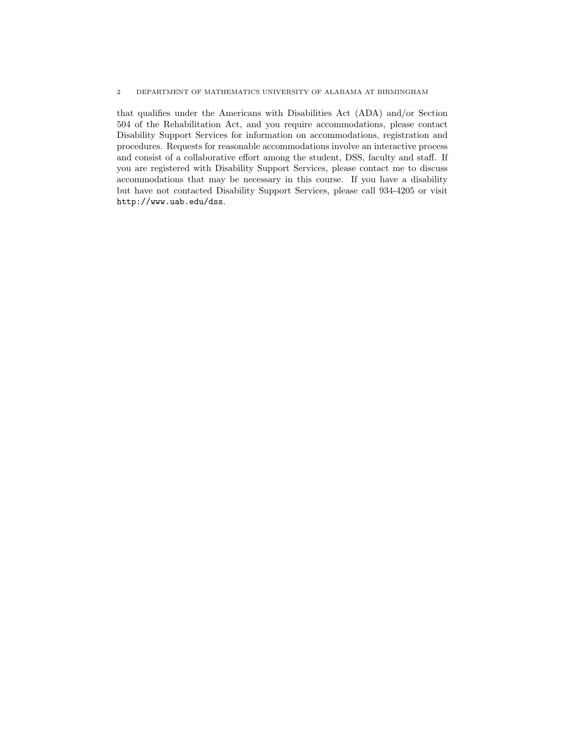that qualifies under the Americans with Disabilities Act (ADA) and/or Section 504 of the Rehabilitation Act, and you require accommodations, please contact Disability Support Services for information on accommodations, registration and procedures. Requests for reasonable accommodations involve an interactive process and consist of a collaborative effort among the student, DSS, faculty and staff. If you are registered with Disability Support Services, please contact me to discuss accommodations that may be necessary in this course. If you have a disability but have not contacted Disability Support Services, please call 934-4205 or visit `http://www.uab.edu/dss`.